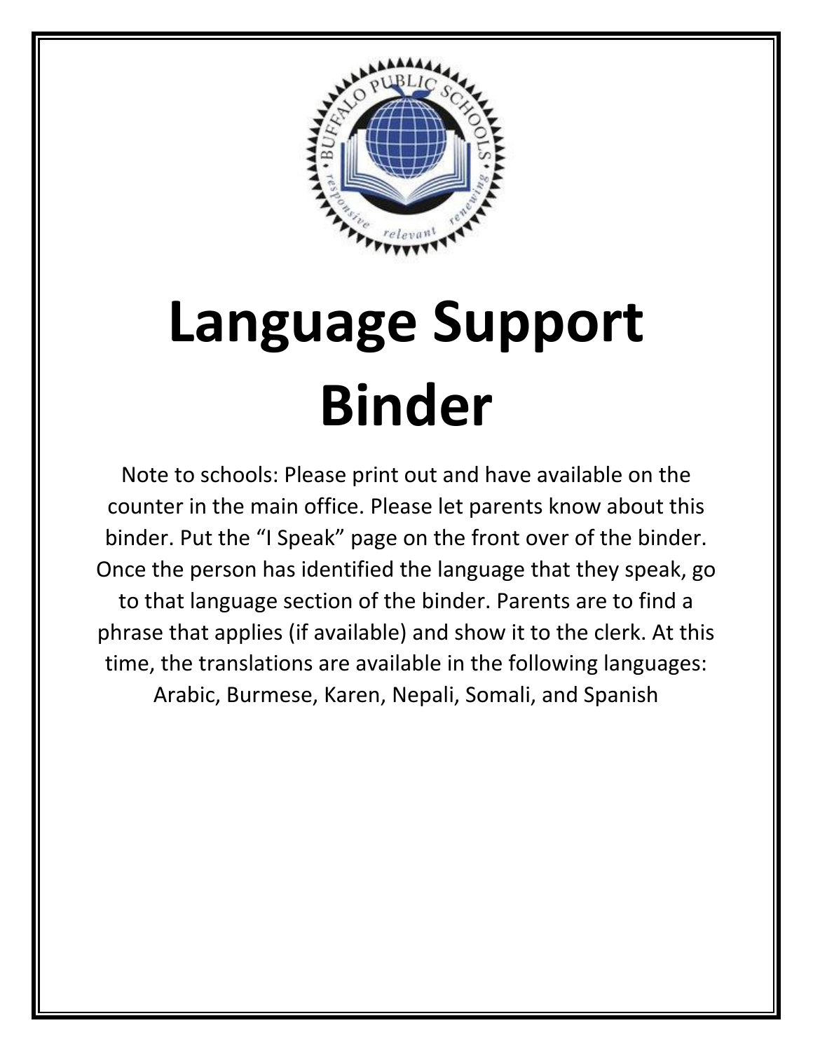# Language Support Binder

Note to schools: Please print out and have available on the counter in the main office. Please let parents know about this binder. Put the "I Speak" page on the front over of the binder. Once the person has identified the language that they speak, go to that language section of the binder. Parents are to find a phrase that applies (if available) and show it to the clerk. At this time, the translations are available in the following languages: Arabic, Burmese, Karen, Nepali, Somali, and Spanish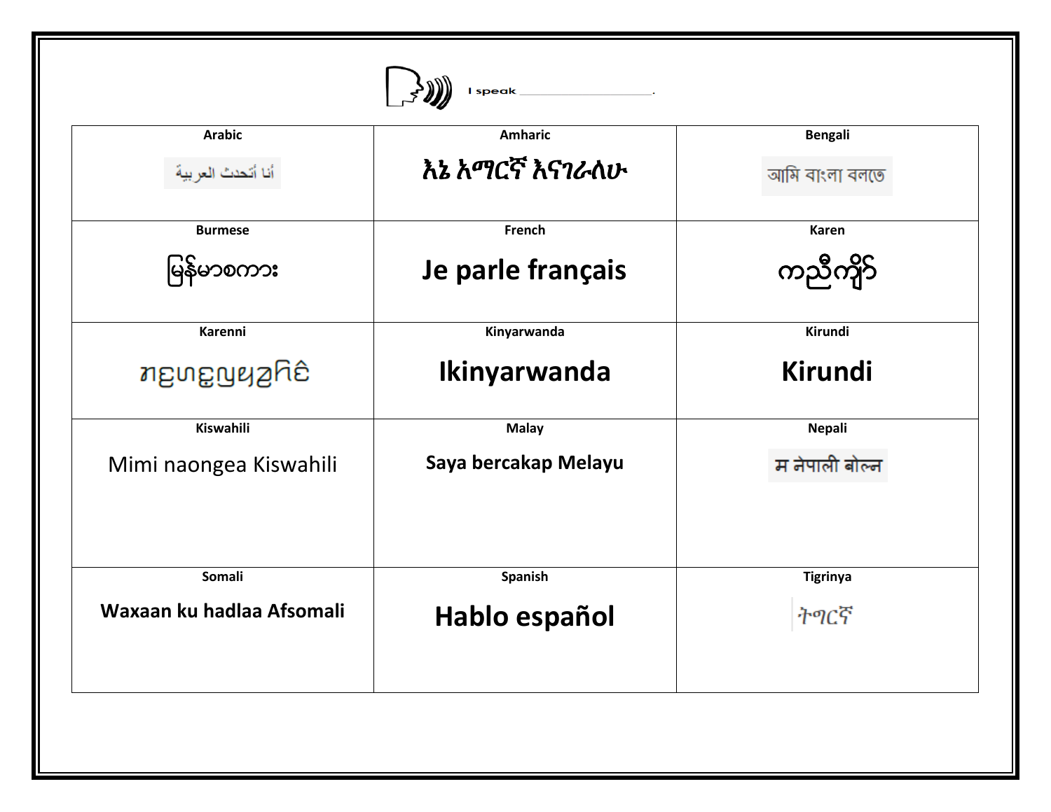I speak ____________________.

| Arabic | Amharic | Bengali |
|---|---|---|
| أنا أتحدث العربية | እኔ አማርኛ እናገራለሁ | আমি বাংলা বলতে |
| **Burmese** | **French** | **Karen** |
| မြန်မာစကား | **Je parle français** | ကညီကျိာ် |
| **Karenni** | **Kinyarwanda** | **Kirundi** |
| ꤊꤢꤛꤢ꤭ ꤜꤟꤤ꤬ | **Ikinyarwanda** | **Kirundi** |
| **Kiswahili** | **Malay** | **Nepali** |
| Mimi naongea Kiswahili | **Saya bercakap Melayu** | म नेपाली बोल्न |
| **Somali** | **Spanish** | **Tigrinya** |
| **Waxaan ku hadlaa Afsomali** | **Hablo español** | ትግርኛ |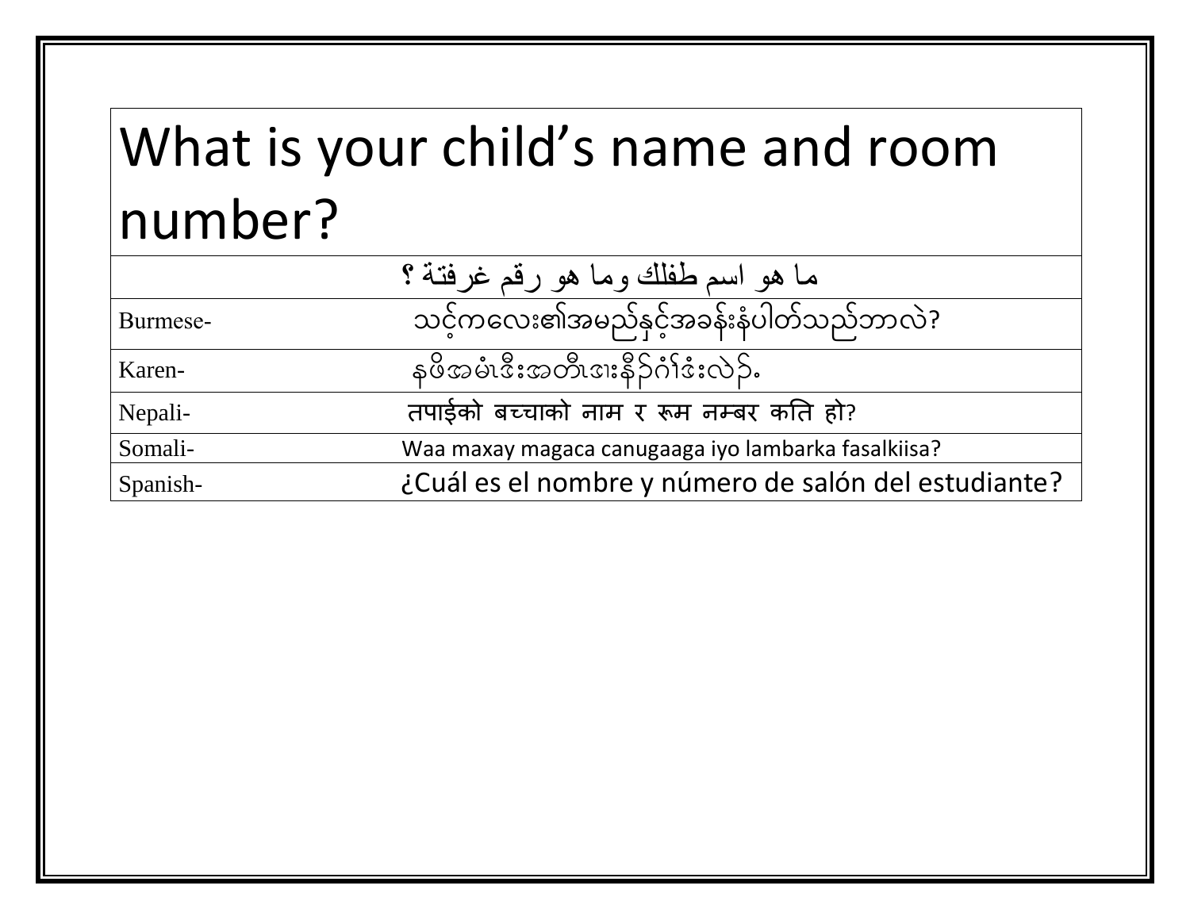| What is your child's name and room number? | |
|---|---|
| | ما هو اسم طفلك وما هو رقم غرفتة ؟ |
| Burmese- | သင့်ကလေး၏အမည်နှင့်အခန်းနံပါတ်သည်ဘာလဲ? |
| Karen- | နဖိအမံၤဒီးအတီၤဇၢးနီၣ်ဂံၢ်ဒ်းလဲၣ်. |
| Nepali- | तपाईको बच्चाको नाम र रूम नम्बर कति हो? |
| Somali- | Waa maxay magaca canugaaga iyo lambarka fasalkiisa? |
| Spanish- | ¿Cuál es el nombre y número de salón del estudiante? |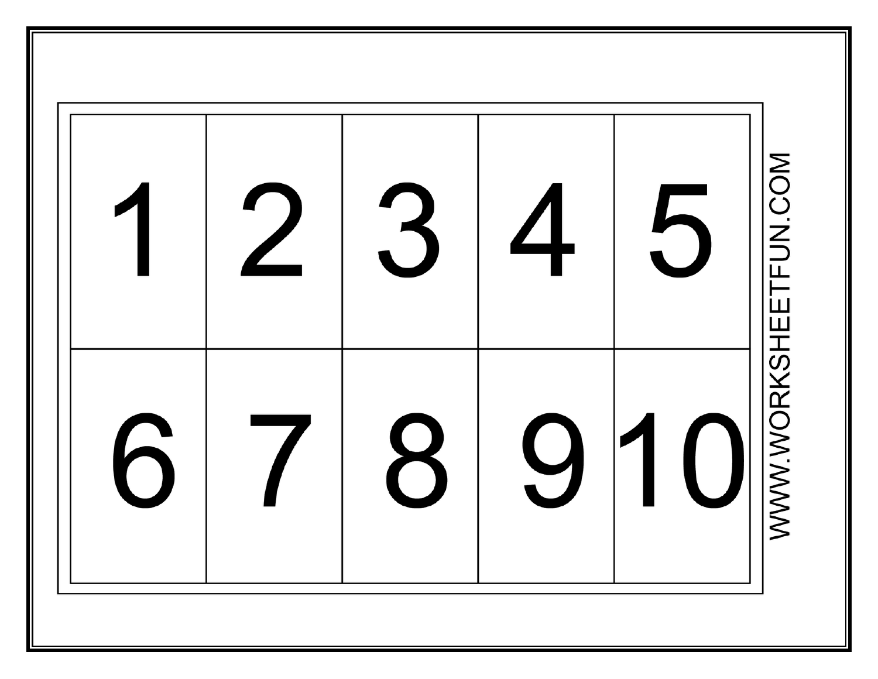| 1 | 2 | 3 | 4 | 5 |
|---|---|---|---|---|
| 6 | 7 | 8 | 9 | 10 |

WWW.WORKSHEETFUN.COM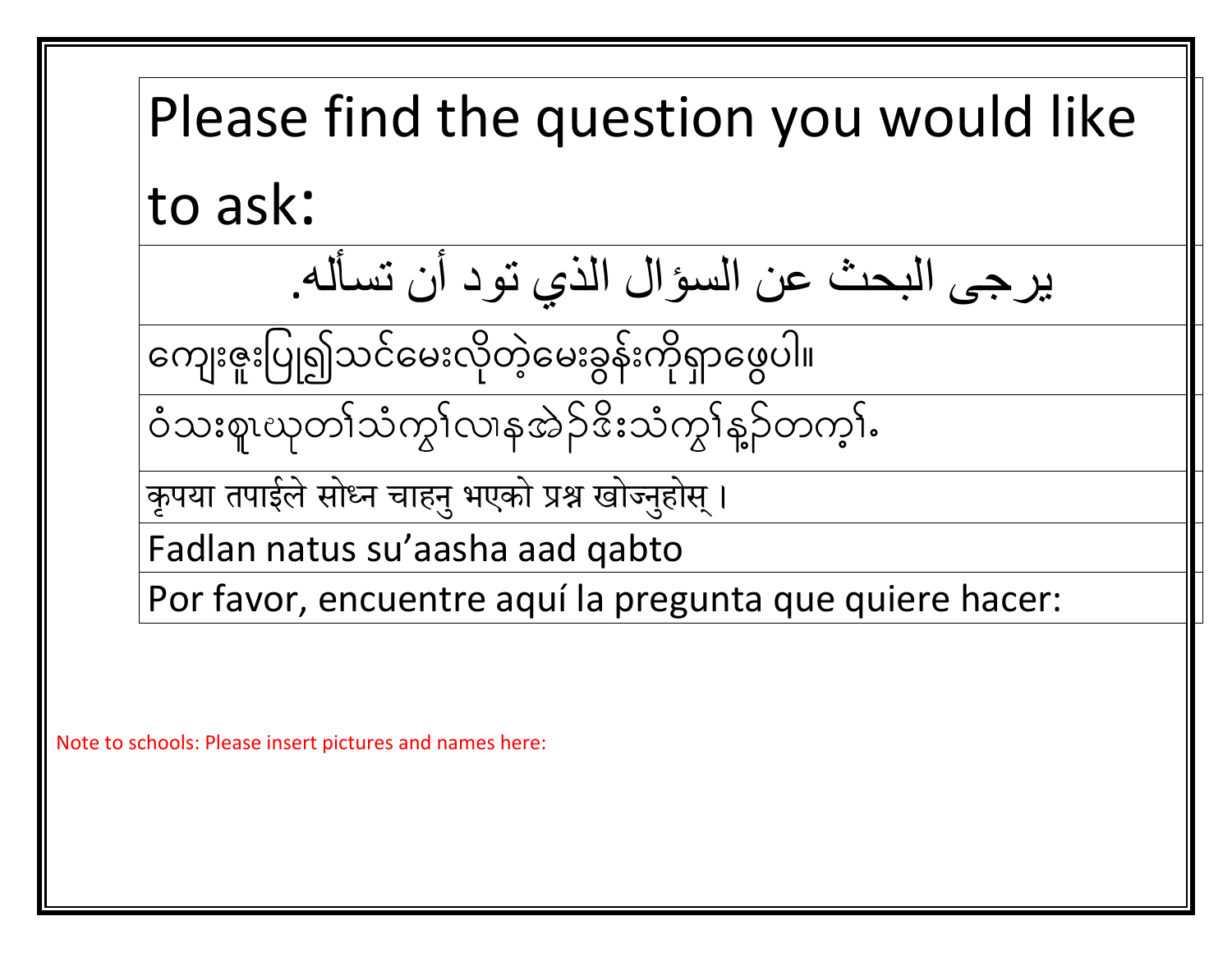Please find the question you would like to ask:

يرجى البحث عن السؤال الذي تود أن تسأله.

ကျေးဇူးပြု၍သင်မေးလိုတဲ့မေးခွန်းကိုရှာဖွေပါ။

ဝံသးစူၤဃုတၢ်သံကွၢ်လၢနအဲၣ်ဒိးသံကွၢ်န့ၣ်တက့ၢ်.

कृपया तपाईले सोध्न चाहनु भएको प्रश्न खोज्नुहोस् ।

Fadlan natus su'aasha aad qabto

Por favor, encuentre aquí la pregunta que quiere hacer:

Note to schools: Please insert pictures and names here: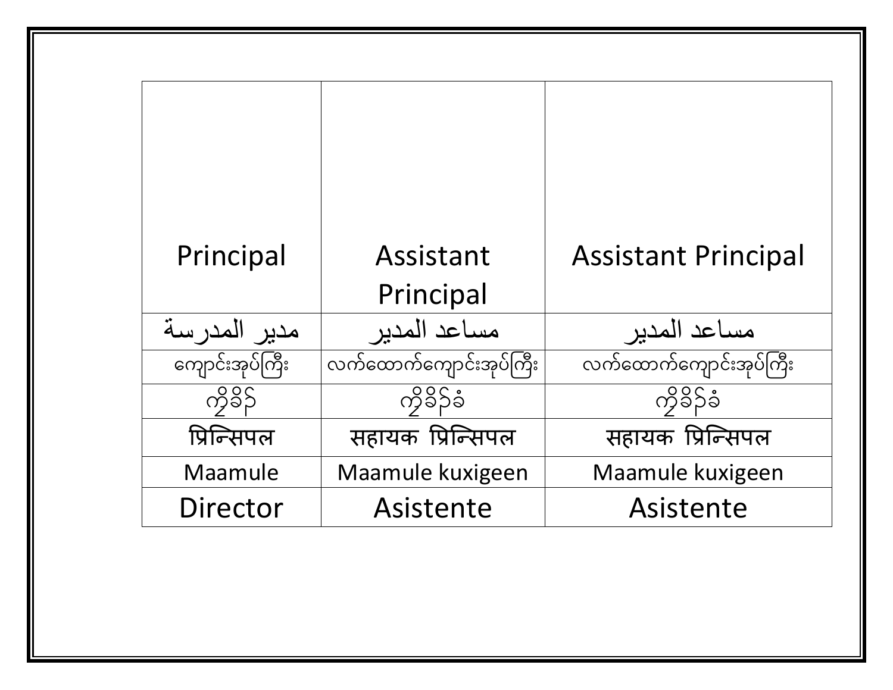| Principal | Assistant Principal | Assistant Principal |
| --- | --- | --- |
| مدير المدرسة | مساعد المدير | مساعد المدير |
| ကျောင်းအုပ်ကြီး | လက်ထောက်ကျောင်းအုပ်ကြီး | လက်ထောက်ကျောင်းအုပ်ကြီး |
| ကိုခိၣ် | ကိုခိၣ်ခံ | ကိုခိၣ်ခံ |
| प्रिन्सिपल | सहायक प्रिन्सिपल | सहायक प्रिन्सिपल |
| Maamule | Maamule kuxigeen | Maamule kuxigeen |
| Director | Asistente | Asistente |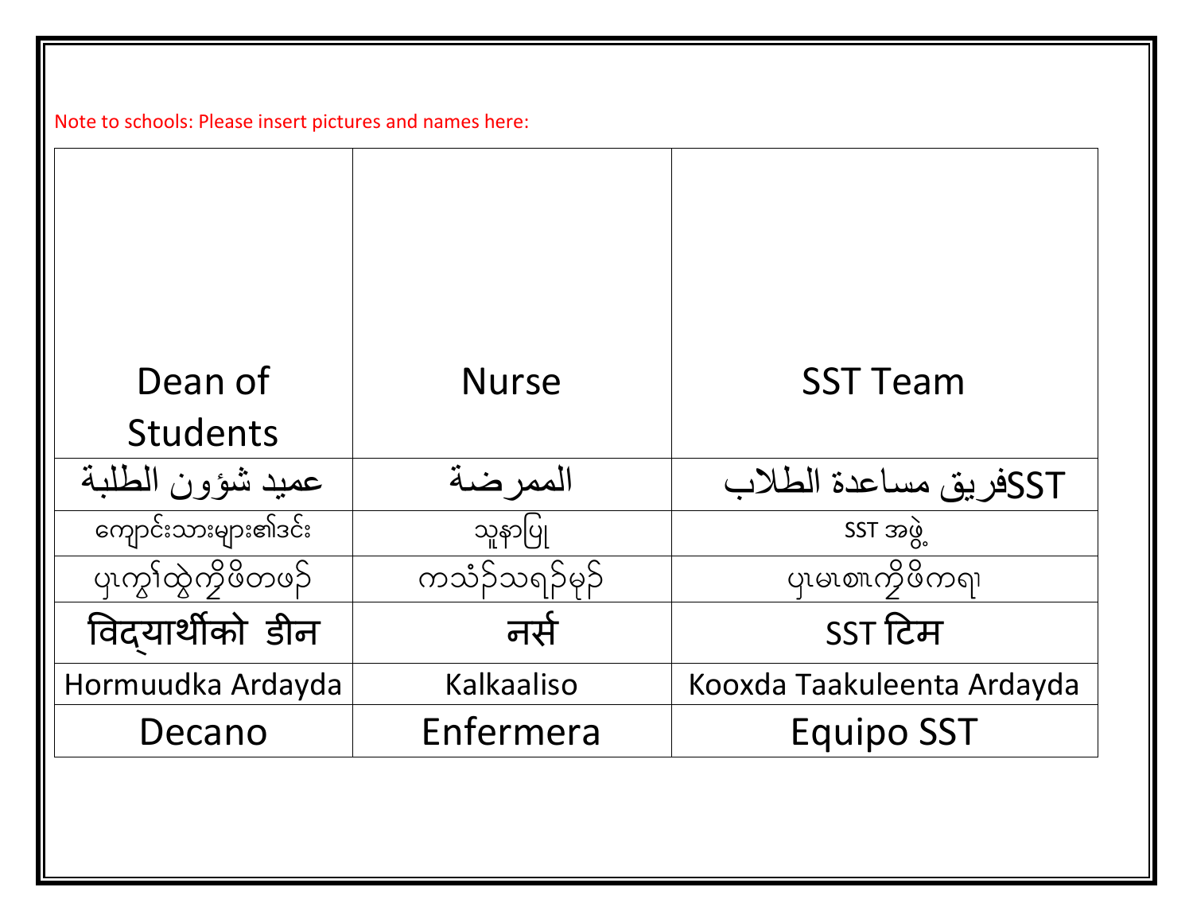Note to schools: Please insert pictures and names here:

| Dean of Students | Nurse | SST Team |
|---|---|---|
| عميد شؤون الطلبة | الممرضة | SSTفريق مساعدة الطلاب |
| ကျောင်းသားများ၏ဒင်း | သူနာပြု | SST အဖွဲ့ |
| ပှၤကွၢ်ထွဲကိုဖိတဖၣ် | ကသံၣ်သရၣ်မုၣ် | ပှၤမၤစၢၤကိုဖိကရၢ |
| विद्यार्थीको डीन | नर्स | SST टिम |
| Hormuudka Ardayda | Kalkaaliso | Kooxda Taakuleenta Ardayda |
| Decano | Enfermera | Equipo SST |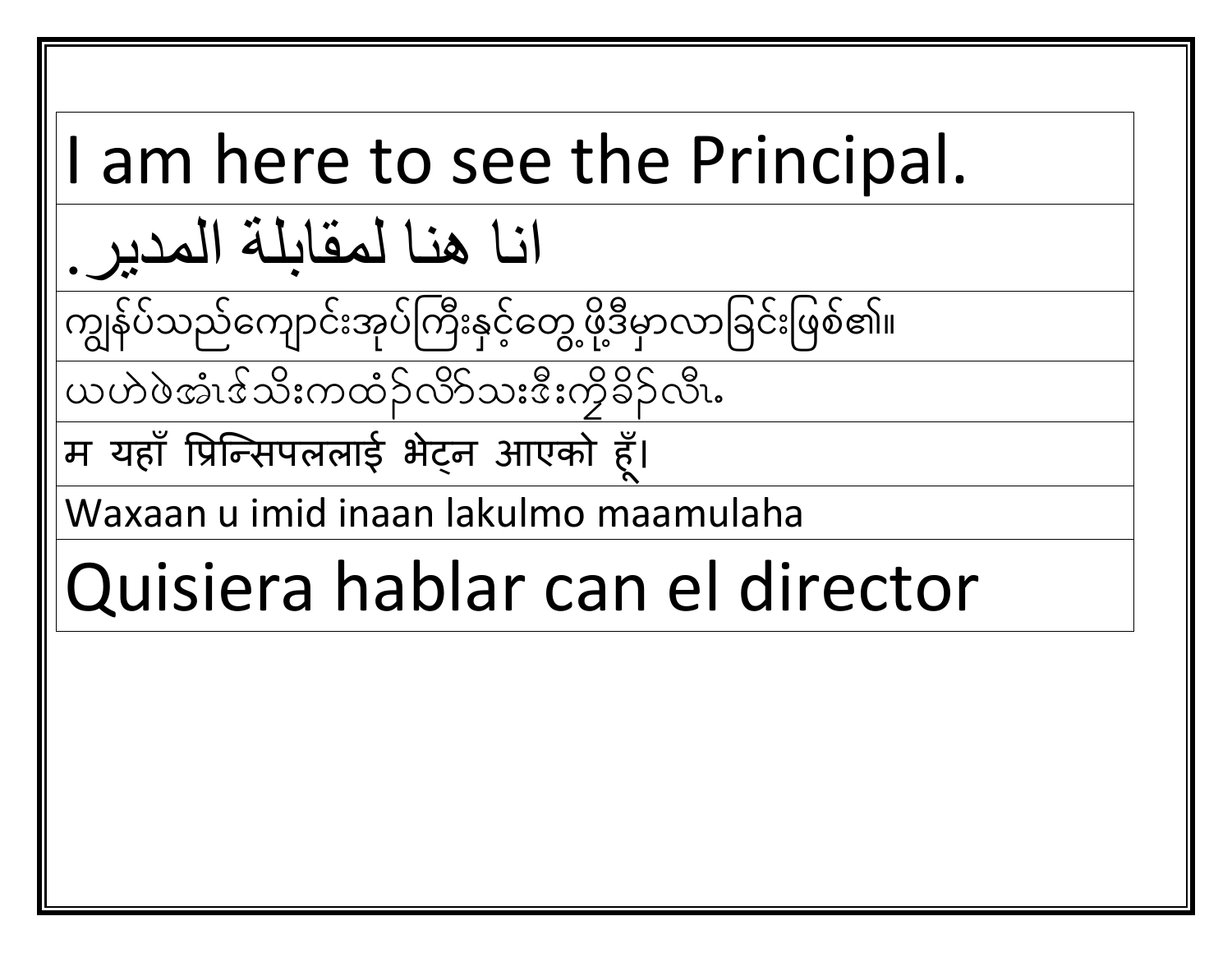| I am here to see the Principal. |
| --- |
| انا هنا لمقابلة المدير. |
| ကျွန်ုပ်သည်ကျောင်းအုပ်ကြီးနှင့်တွေ့ဖို့ဒီမှာလာခြင်းဖြစ်၏။ |
| ယဟဲဖဲအံၤဇ်သိးကထံၣ်လိာ်သးဒီးကိုခိၣ်လီၤ. |
| म यहाँ प्रिन्सिपललाई भेट्न आएको हूँ। |
| Waxaan u imid inaan lakulmo maamulaha |
| Quisiera hablar can el director |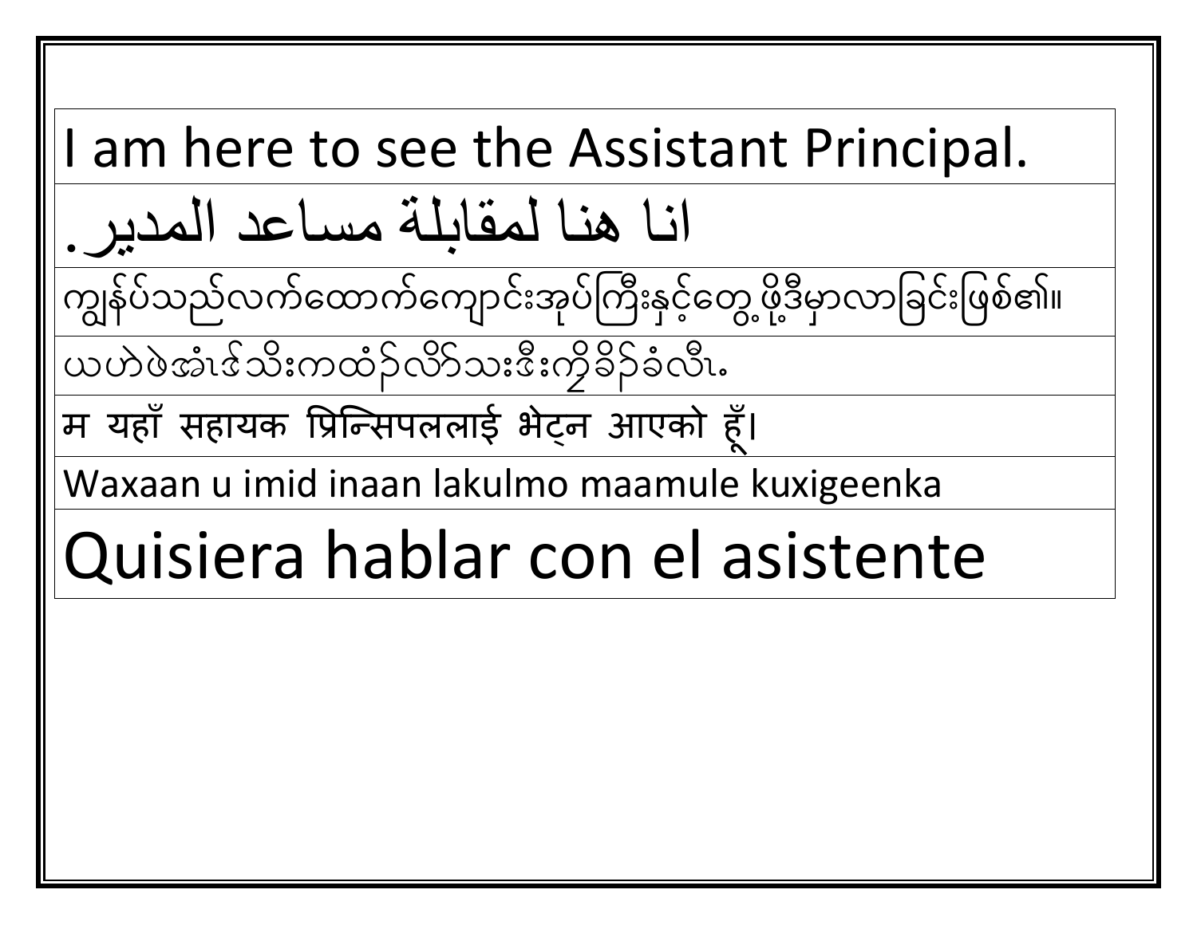| I am here to see the Assistant Principal. |
|---|
| .انا هنا لمقابلة مساعد المدير |
| ကျွန်ုပ်သည်လက်ထောက်ကျောင်းအုပ်ကြီးနှင့်တွေ့ဖို့ဒီမှာလာခြင်းဖြစ်၏။ |
| ယဟဲဖဲအံၤဒ်သိးကထံၣ်လိာ်သးဒီးကိုခိၣ်ခံလိၤ. |
| म यहाँ सहायक प्रिन्सिपललाई भेट्न आएको हूँ। |
| Waxaan u imid inaan lakulmo maamule kuxigeenka |
| Quisiera hablar con el asistente |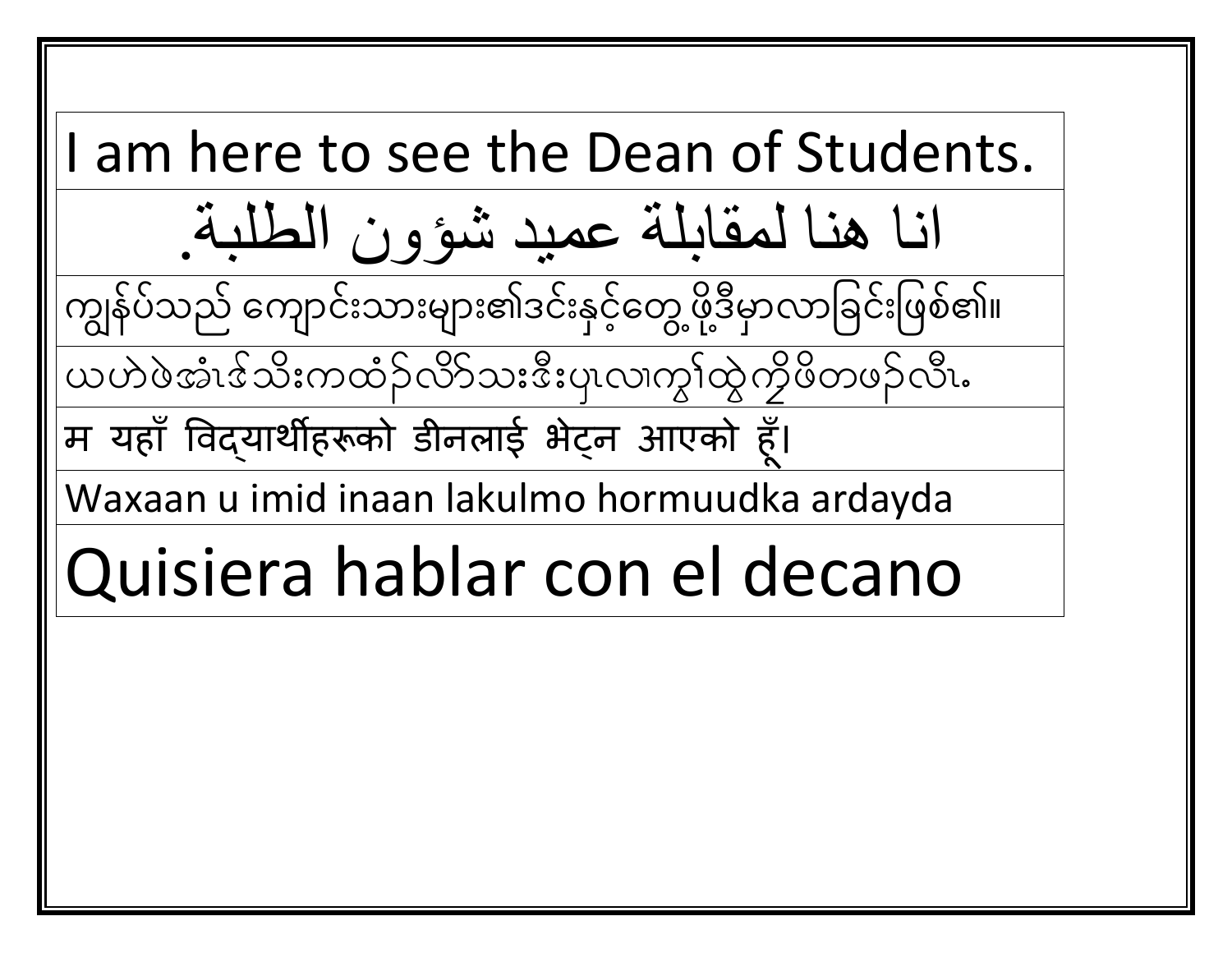| I am here to see the Dean of Students. |
|---|
| انا هنا لمقابلة عميد شؤون الطلبة. |
| ကျွန်ုပ်သည် ကျောင်းသားများ၏ဒင်းနှင့်တွေ့ဖို့ဒီမှာလာခြင်းဖြစ်၏။ |
| ယဟဲဖဲအံၤဒ်သိးကထံၣ်လိာ်သးဒီးပှၤလၢကွၢ်ထွဲကိုဖိတဖၣ်လီၤ. |
| म यहाँ विद्यार्थीहरूको डीनलाई भेट्न आएको हूँ। |
| Waxaan u imid inaan lakulmo hormuudka ardayda |
| Quisiera hablar con el decano |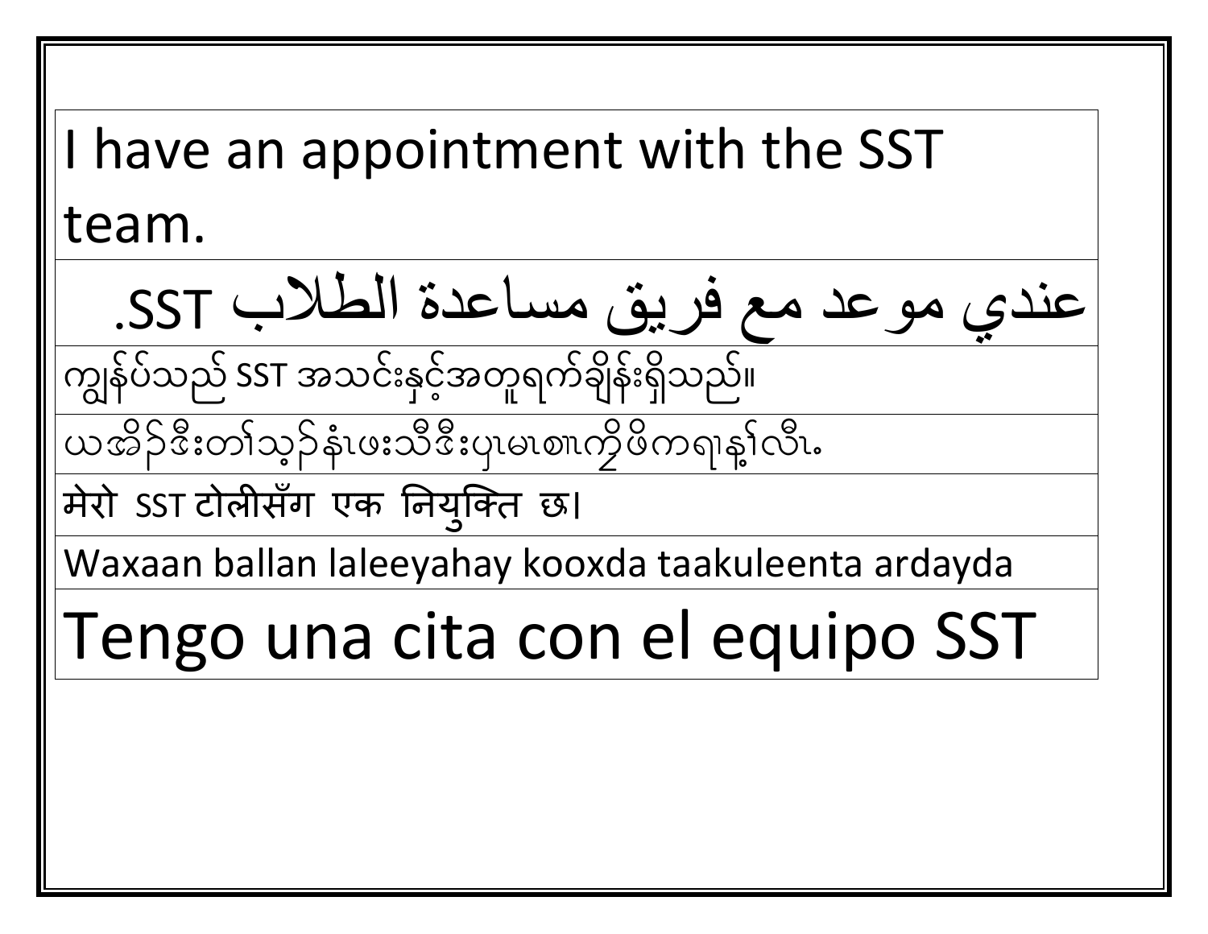| I have an appointment with the SST team. |
| --- |
| عندي موعد مع فريق مساعدة الطلاب SST. |
| ကျွန်ုပ်သည် SST အသင်းနှင့်အတူရက်ချိန်းရှိသည်။ |
| ယအိၣ်ဒီးတၢ်သ့ၣ်နံၤဖးသိဒီးပှၤမၤစၢၤကိုဖိကရၢန့ၣ်လီၤ. |
| मेरो SST टोलीसँग एक नियुक्ति छ। |
| Waxaan ballan laleeyahay kooxda taakuleenta ardayda |
| Tengo una cita con el equipo SST |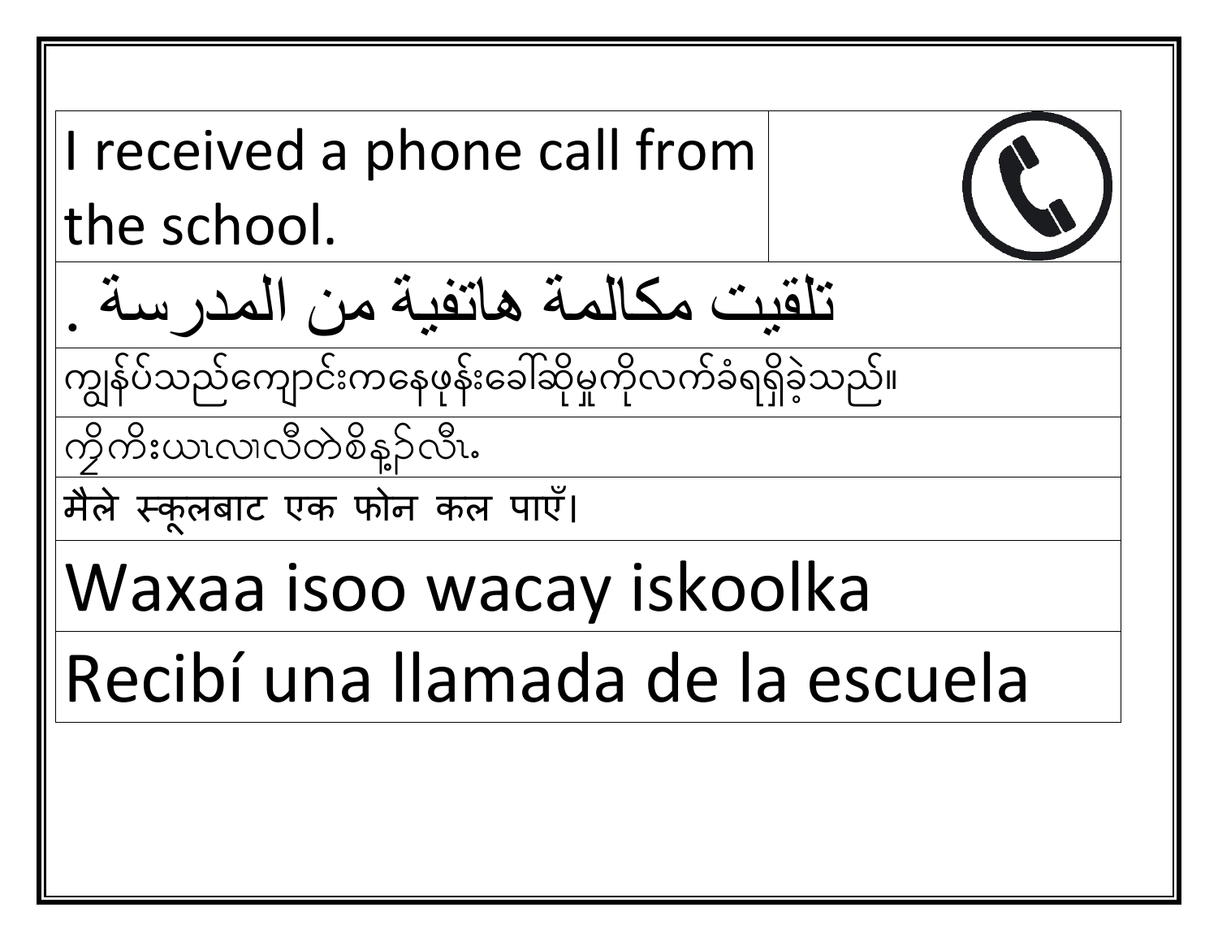| I received a phone call from the school. | |
| --- | --- |
| . تلقيت مكالمة هاتفية من المدرسة | |
| ကျွန်ုပ်သည်ကျောင်းကနေဖုန်းခေါ်ဆိုမှုကိုလက်ခံရရှိခဲ့သည်။ | |
| ကို့ကိးယၤလၢလီတဲစိန့ၣ်လီၤ. | |
| मैले स्कूलबाट एक फोन कल पाएँ। | |
| Waxaa isoo wacay iskoolka | |
| Recibí una llamada de la escuela | |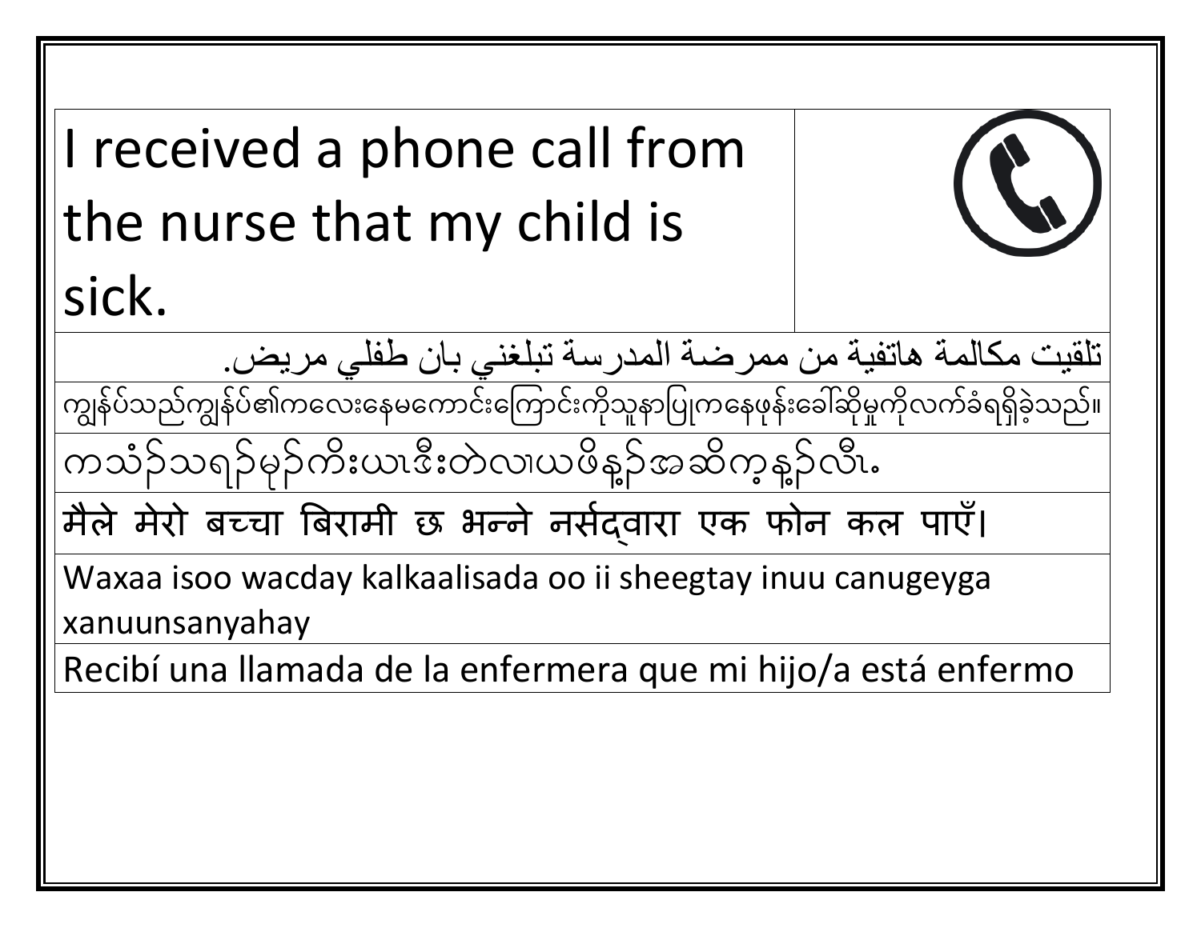| I received a phone call from the nurse that my child is sick. | |
|---|---|
| تلقيت مكالمة هاتفية من ممرضة المدرسة تبلغني بان طفلي مريض. | |
| ကျွန်ုပ်သည်ကျွန်ုပ်၏ကလေးနေမကောင်းကြောင်းကိုသူနာပြုကနေဖုန်းခေါ်ဆိုမှုကိုလက်ခံရရှိခဲ့သည်။ | |
| ကသံၣ်သရၣ်မုၣ်ကိးယၤဒီးတဲလၢယဖိန့ၣ်အဆိကဲ့န့ၣ်လီၤ. | |
| मैले मेरो बच्चा बिरामी छ भन्ने नर्सद्वारा एक फोन कल पाएँ। | |
| Waxaa isoo wacday kalkaalisada oo ii sheegtay inuu canugeyga xanuunsanyahay | |
| Recibí una llamada de la enfermera que mi hijo/a está enfermo | |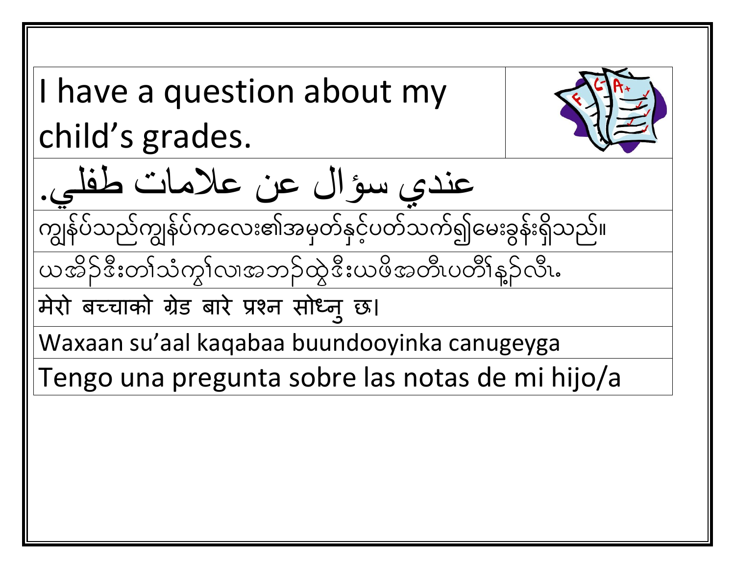I have a question about my child’s grades.

عندي سؤال عن علامات طفلي.

ကျွန်ုပ်သည်ကျွန်ုပ်ကလေး၏အမှတ်နှင့်ပတ်သက်၍မေးခွန်းရှိသည်။

ယအိၣ်ဒီးတၢ်သံကွၢ်လၢအဘၣ်ထွဲဒီးယဖိအတိၤပတိၢ်နဲၣ်လီၤ.

मेरो बच्चाको ग्रेड बारे प्रश्न सोध्नु छ।

Waxaan su’aal kaqabaa buundooyinka canugeyga

Tengo una pregunta sobre las notas de mi hijo/a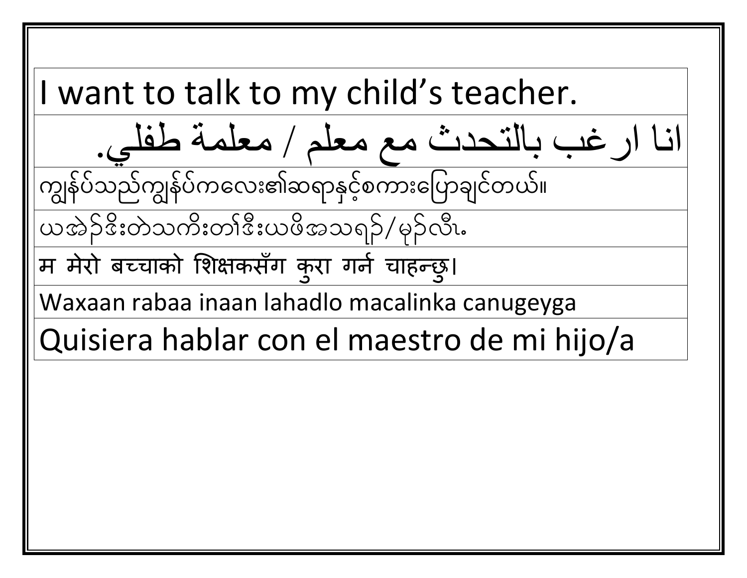| I want to talk to my child’s teacher. |
| --- |
| انا ارغب بالتحدث مع معلم / معلمة طفلي. |
| ကျွန်ုပ်သည်ကျွန်ုပ်ကလေး၏ဆရာနှင့်စကားပြောချင်တယ်။ |
| ယအဲၣ်ဒိးတဲသကိးတၢ်ဒီးယဖိအသရၣ်/မုၣ်လီၤ. |
| म मेरो बच्चाको शिक्षकसँग कुरा गर्न चाहन्छु। |
| Waxaan rabaa inaan lahadlo macalinka canugeyga |
| Quisiera hablar con el maestro de mi hijo/a |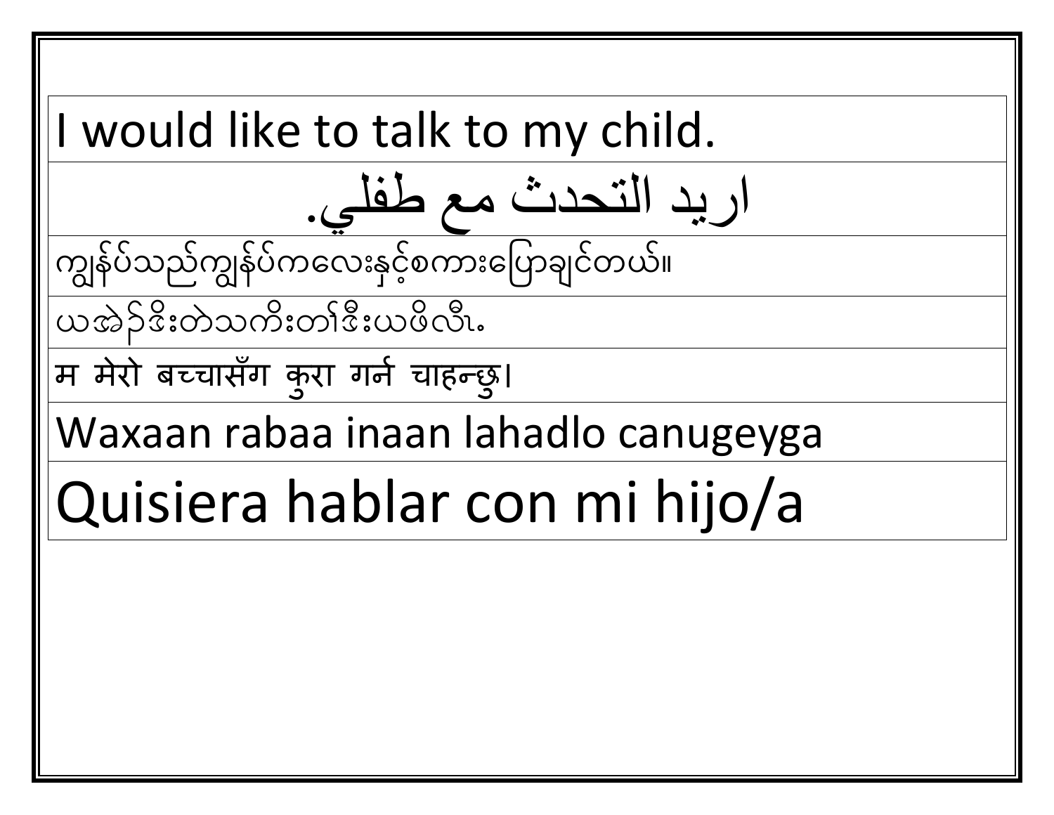| I would like to talk to my child. |
| --- |
| اريد التحدث مع طفلي. |
| ကျွန်ုပ်သည်ကျွန်ုပ်ကလေးနှင့်စကားပြောချင်တယ်။ |
| ယအဲၣ်ဒိးတဲသကိးတၢ်ဒီးယဖိလီၤ. |
| म मेरो बच्चासँग कुरा गर्न चाहन्छु। |
| Waxaan rabaa inaan lahadlo canugeyga |
| Quisiera hablar con mi hijo/a |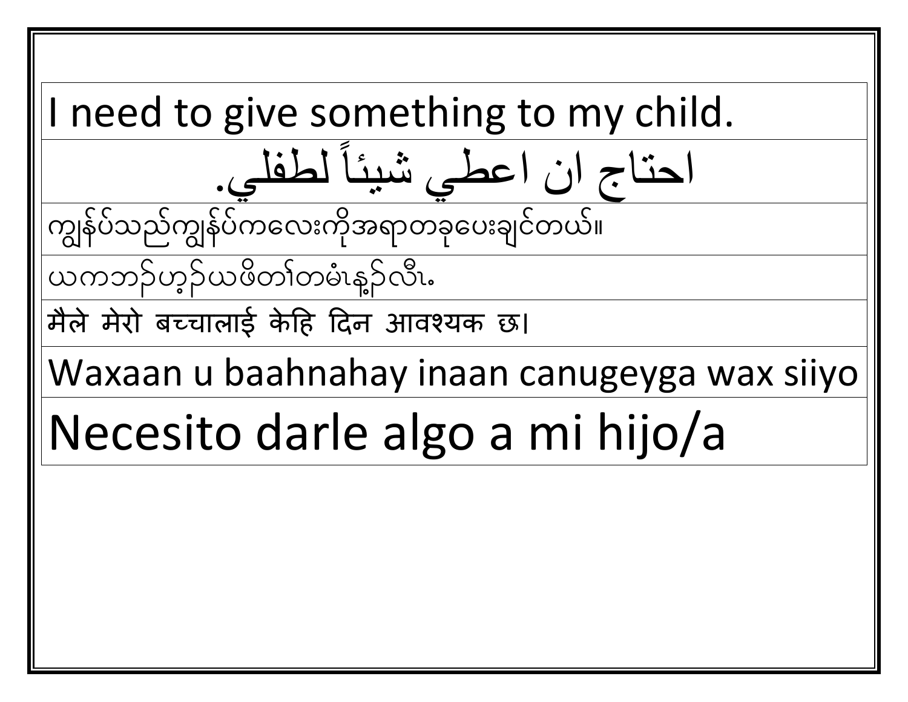| I need to give something to my child. |
|---|
| احتاج ان اعطي شيئاً لطفلي. |
| ကျွန်ုပ်သည်ကျွန်ုပ်ကလေးကိုအရာတခုပေးချင်တယ်။ |
| ယကဘၣ်ဟ့ၣ်ယဖိတၢ်တမံၤန့ၣ်လီၤ. |
| मैले मेरो बच्चालाई केहि दिन आवश्यक छ। |
| Waxaan u baahnahay inaan canugeyga wax siiyo |
| Necesito darle algo a mi hijo/a |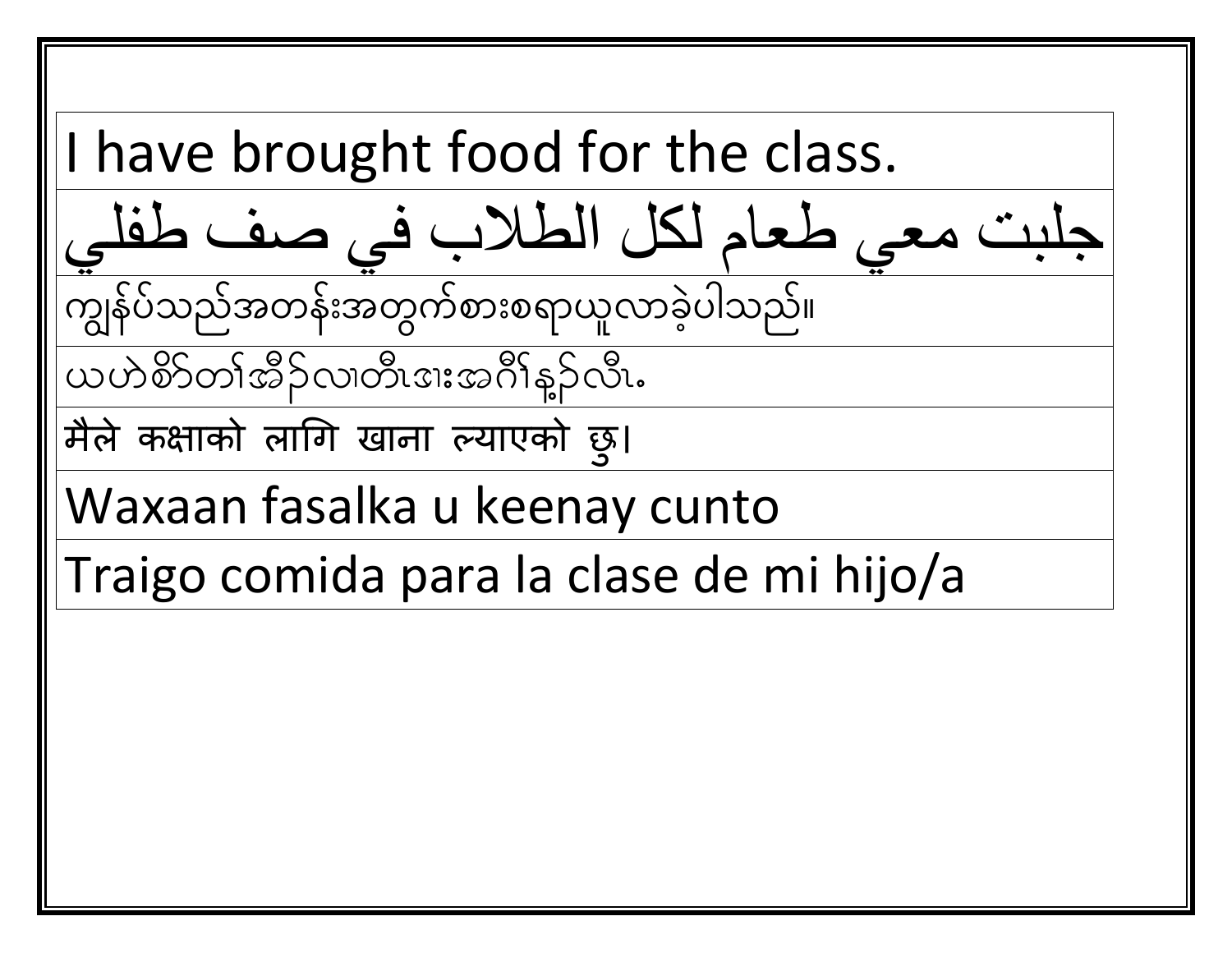| I have brought food for the class. |
|---|
| جلبت معي طعام لكل الطلاب في صف طفلي |
| ကျွန်ုပ်သည်အတန်းအတွက်စားစရာယူလာခဲ့ပါသည်။ |
| ယဟဲစိာ်တၢ်အီဉ်လၢတီၤဒၢးအဂီၢ်န့ၣ်လီၤ. |
| मैले कक्षाको लागि खाना ल्याएको छु। |
| Waxaan fasalka u keenay cunto |
| Traigo comida para la clase de mi hijo/a |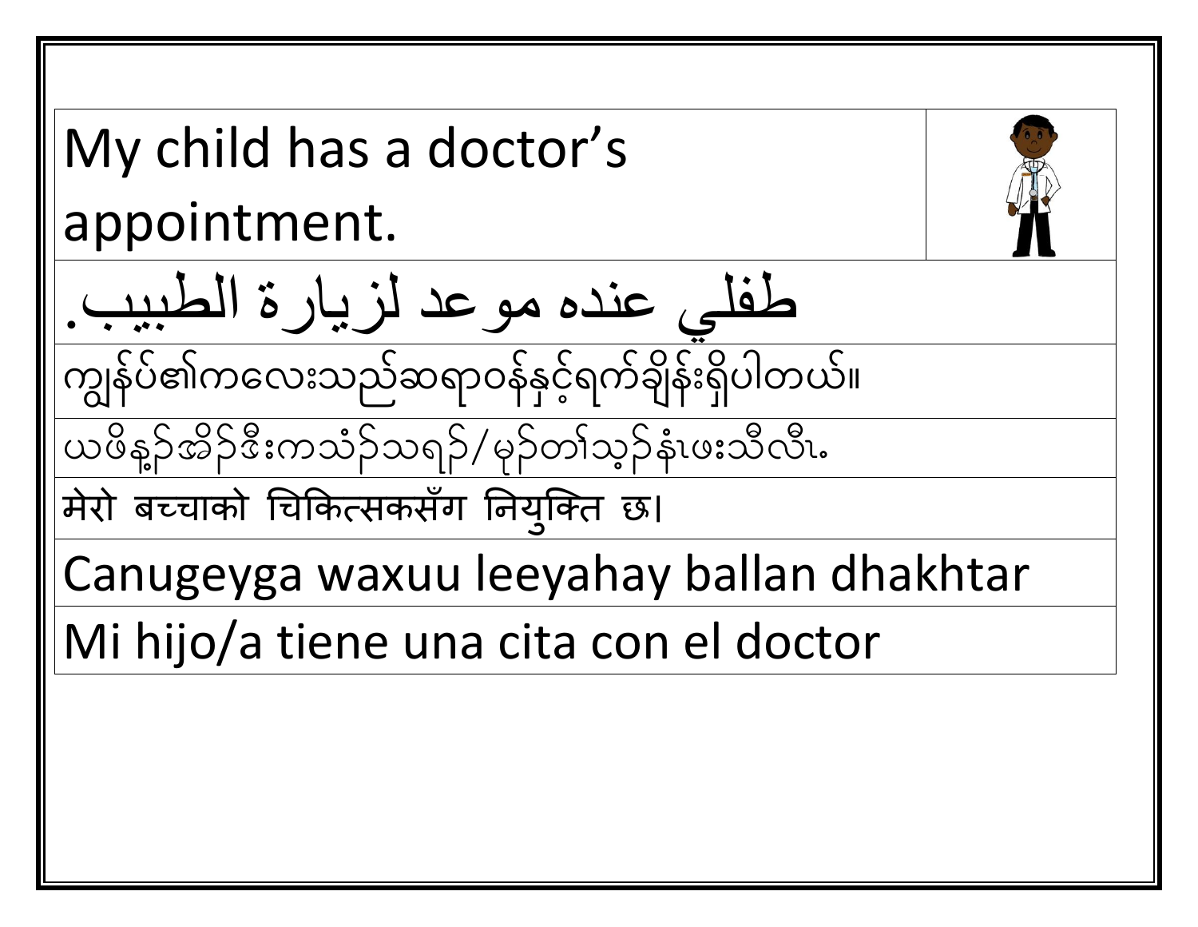| My child has a doctor's appointment. | |
|---|---|
| .طفلي عنده موعد لزيارة الطبيب | |
| ကျွန်ုပ်၏ကလေးသည်ဆရာဝန်နှင့်ရက်ချိန်းရှိပါတယ်။ | |
| ယဖိန့ၣ်အိၣ်ဒီးကသံၣ်သရၣ်/မုၣ်တၢ်သ့ၣ်နံၤဖးသိလိၤ. | |
| मेरो बच्चाको चिकित्सकसँग नियुक्ति छ। | |
| Canugeyga waxuu leeyahay ballan dhakhtar | |
| Mi hijo/a tiene una cita con el doctor | |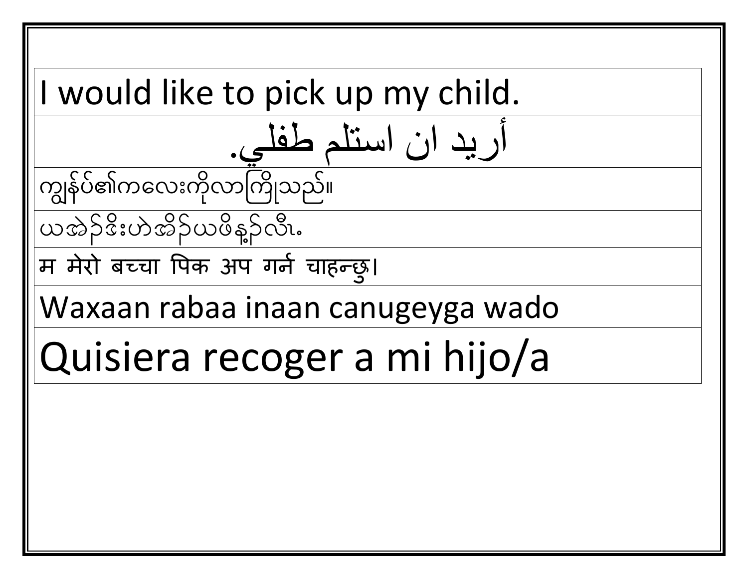| I would like to pick up my child. |
| --- |
| أريد ان استلم طفلي. |
| ကျွန်ုပ်၏ကလေးကိုလာကြိုသည်။ |
| ယအဲၣ်ဒိးဟဲအိၣ်ယဖိန့ၣ်လီၤ. |
| म मेरो बच्चा पिक अप गर्न चाहन्छु। |
| Waxaan rabaa inaan canugeyga wado |
| Quisiera recoger a mi hijo/a |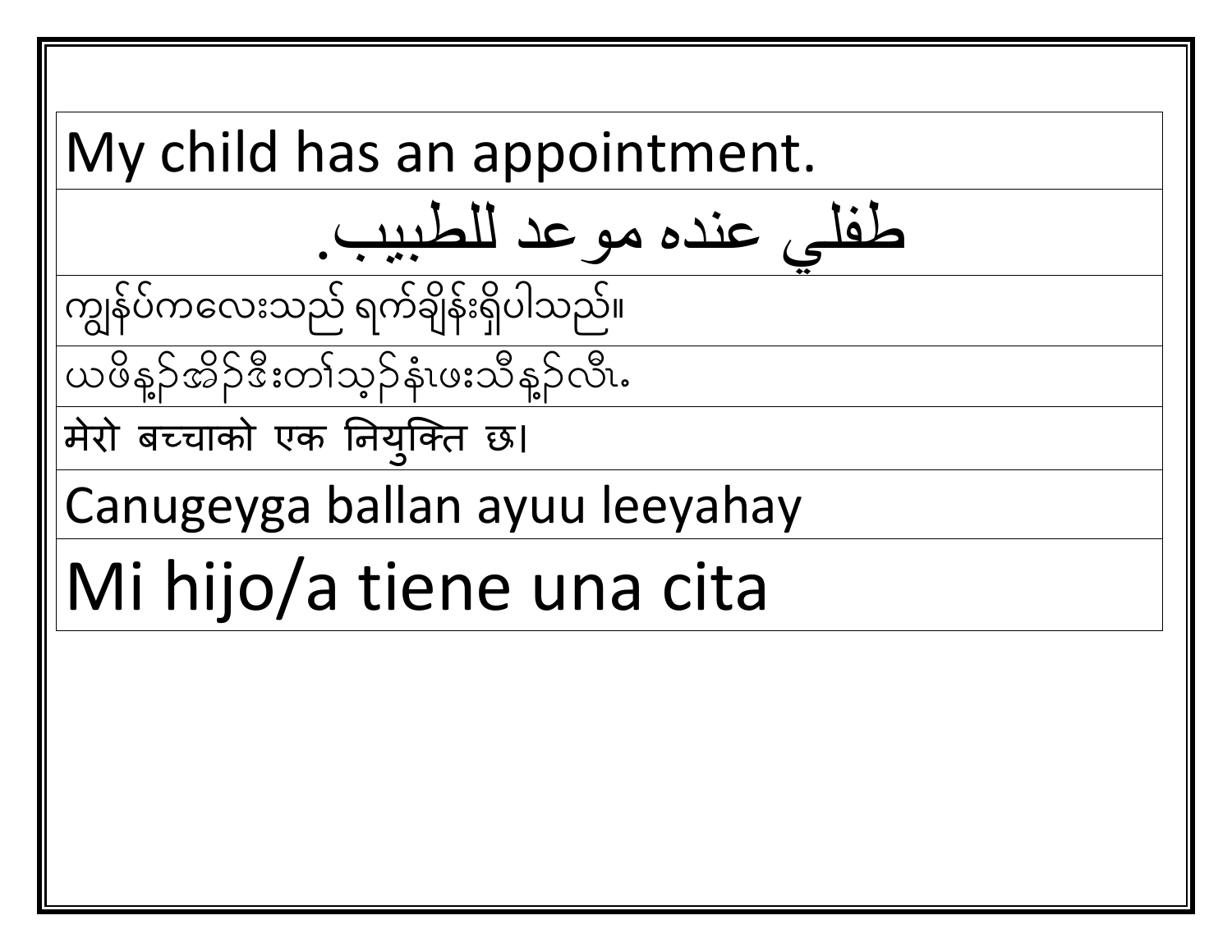| My child has an appointment. |
| --- |
| طفلي عنده موعد للطبيب. |
| ကျွန်ုပ်ကလေးသည် ရက်ချိန်းရှိပါသည်။ |
| ယဖိနေ့ၥ်အိၣ်ဒီးတၢ်သ့ၣ်နံၤဖးသိနေ့ၥ်လီၤ. |
| मेरो बच्चाको एक नियुक्ति छ। |
| Canugeyga ballan ayuu leeyahay |
| Mi hijo/a tiene una cita |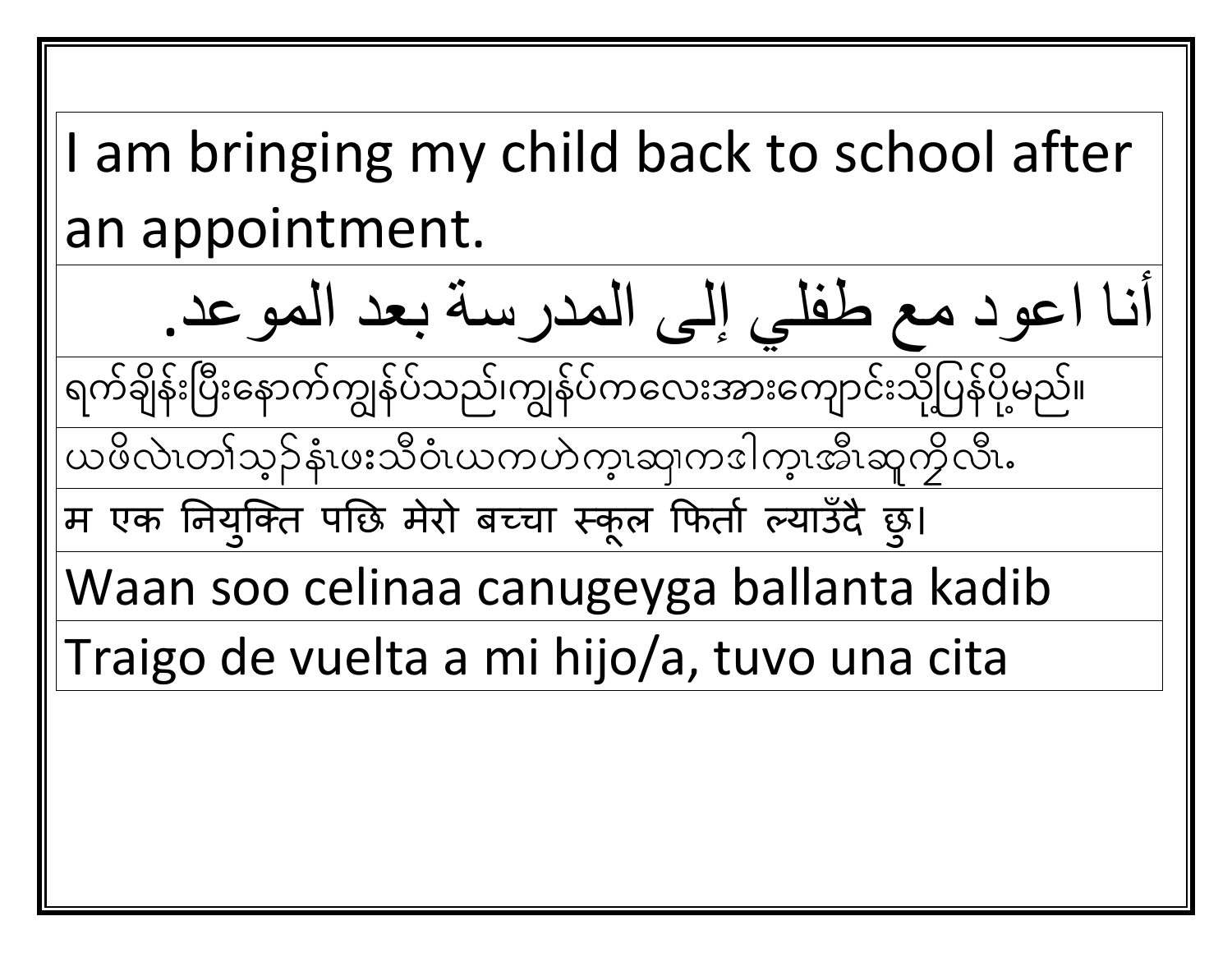| I am bringing my child back to school after an appointment. |
| --- |
| أنا اعود مع طفلي إلى المدرسة بعد الموعد. |
| ရက်ချိန်းပြီးနောက်ကျွန်ုပ်သည်၊ကျွန်ုပ်ကလေးအားကျောင်းသို့ပြန်ပို့မည်။ |
| ယဖိလဲၤတၢ်သ့ၣ်နံၤဖးသီဝံၤယကဟဲက့ၤဆျၢကဒါက့ၤအီၤဆူကိုလီၤ. |
| म एक नियुक्ति पछि मेरो बच्चा स्कूल फिर्ता ल्याउँदै छु। |
| Waan soo celinaa canugeyga ballanta kadib |
| Traigo de vuelta a mi hijo/a, tuvo una cita |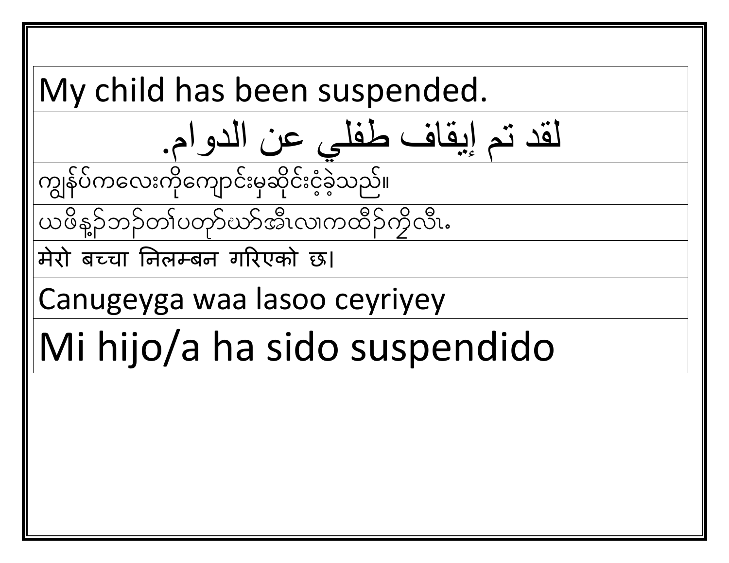| My child has been suspended. |
| --- |
| لقد تم إيقاف طفلي عن الدوام. |
| ကျွန်ုပ်ကလေးကိုကျောင်းမှဆိုင်းငံ့ခဲ့သည်။ |
| ယဖိန့ၣ်ဘၣ်တၢ်ပတုာ်ဃာ်အီၤလၢကထိၣ်ကို့လီၤ. |
| मेरो बच्चा निलम्बन गरिएको छ। |
| Canugeyga waa lasoo ceyriyey |
| Mi hijo/a ha sido suspendido |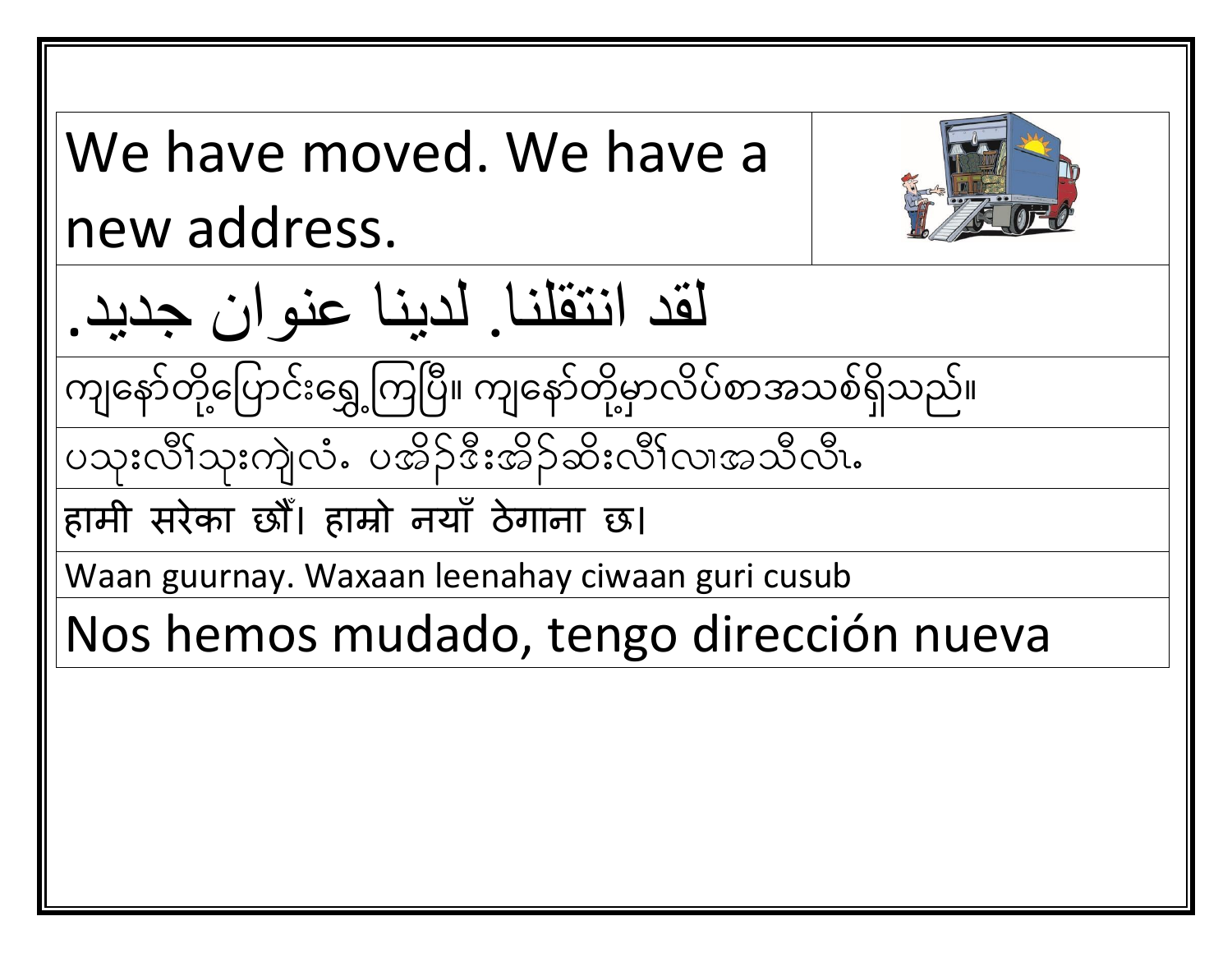| We have moved. We have a new address. | |
|---|---|
| لقد انتقلنا. لدينا عنوان جديد. | |
| ကျနော်တို့ပြောင်းရွှေ့ကြပြီ။ ကျနော်တို့မှာလိပ်စာအသစ်ရှိသည်။ | |
| ပသုးလီၢ်သုးကွဲလံ. ပအိၣ်ဒီးအိၣ်ဆိးလီၢ်လၢအသီလီၤ. | |
| हामी सरेका छौँ। हाम्रो नयाँ ठेगाना छ। | |
| Waan guurnay. Waxaan leenahay ciwaan guri cusub | |
| Nos hemos mudado, tengo dirección nueva | |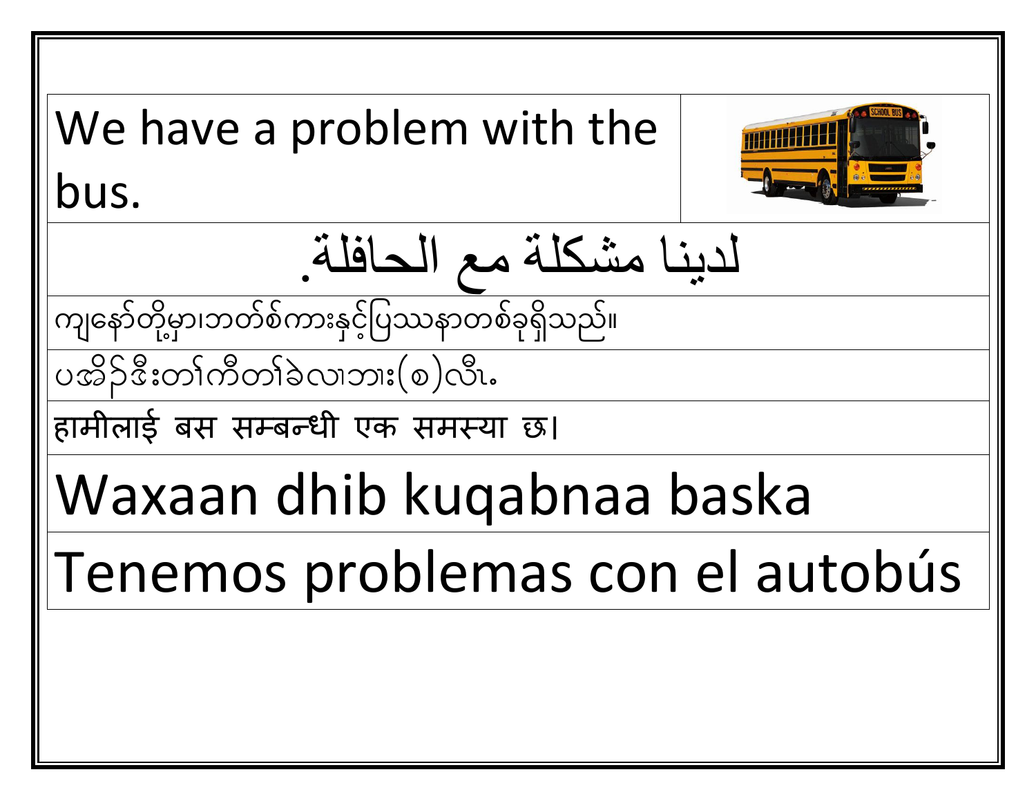We have a problem with the bus.

لدينا مشكلة مع الحافلة.

ကျနော်တို့မှာ၊ဘတ်စ်ကားနှင့်ပြဿနာတစ်ခုရှိသည်။

ပအိဉ်ဒီးတၢ်ကီတၢ်ခဲလၢဘၢး(စ)လီၤ.

हामीलाई बस सम्बन्धी एक समस्या छ।

Waxaan dhib kuqabnaa baska

Tenemos problemas con el autobús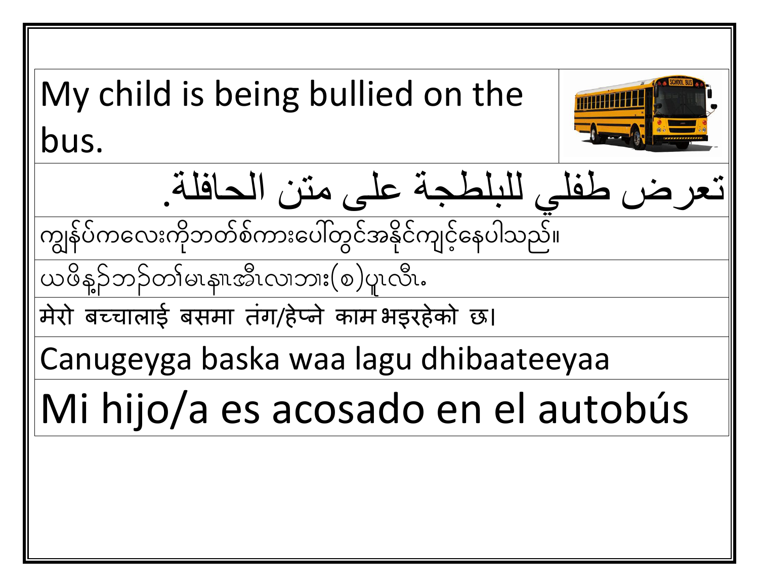My child is being bullied on the bus.

تعرض طفلي للبلطجة على متن الحافلة.

ကျွန်ုပ်ကလေးကိုဘတ်စ်ကားပေါ်တွင်အနိုင်ကျင့်နေပါသည်။

ယဖိန့်ဘၣ်တၢ်မၤနၢၤအီၤလၢဘၢး(စ)ပူၤလီၤ.

मेरो बच्चालाई बसमा तंग/हेप्ने काम भइरहेको छ।

Canugeyga baska waa lagu dhibaateeyaa

Mi hijo/a es acosado en el autobús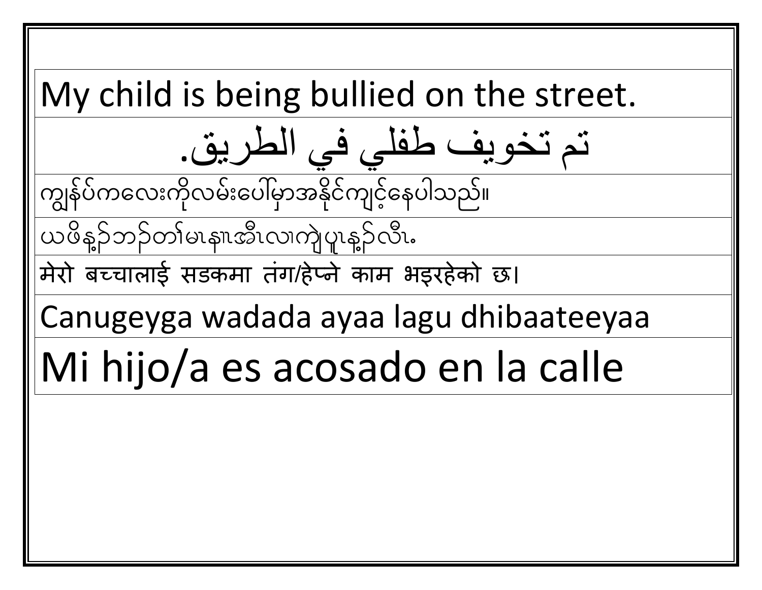| My child is being bullied on the street. |
|---|
| تم تخويف طفلي في الطريق. |
| ကျွန်ုပ်ကလေးကိုလမ်းပေါ်မှာအနိုင်ကျင့်နေပါသည်။ |
| ယဖိနေ့ၣ်ဘၣ်တၢ်မၤနၢၤအီၤလၢကျဲပူၤနေ့ၣ်လီၤ. |
| मेरो बच्चालाई सडकमा तंग/हेप्ने काम भइरहेको छ। |
| Canugeyga wadada ayaa lagu dhibaateeyaa |
| Mi hijo/a es acosado en la calle |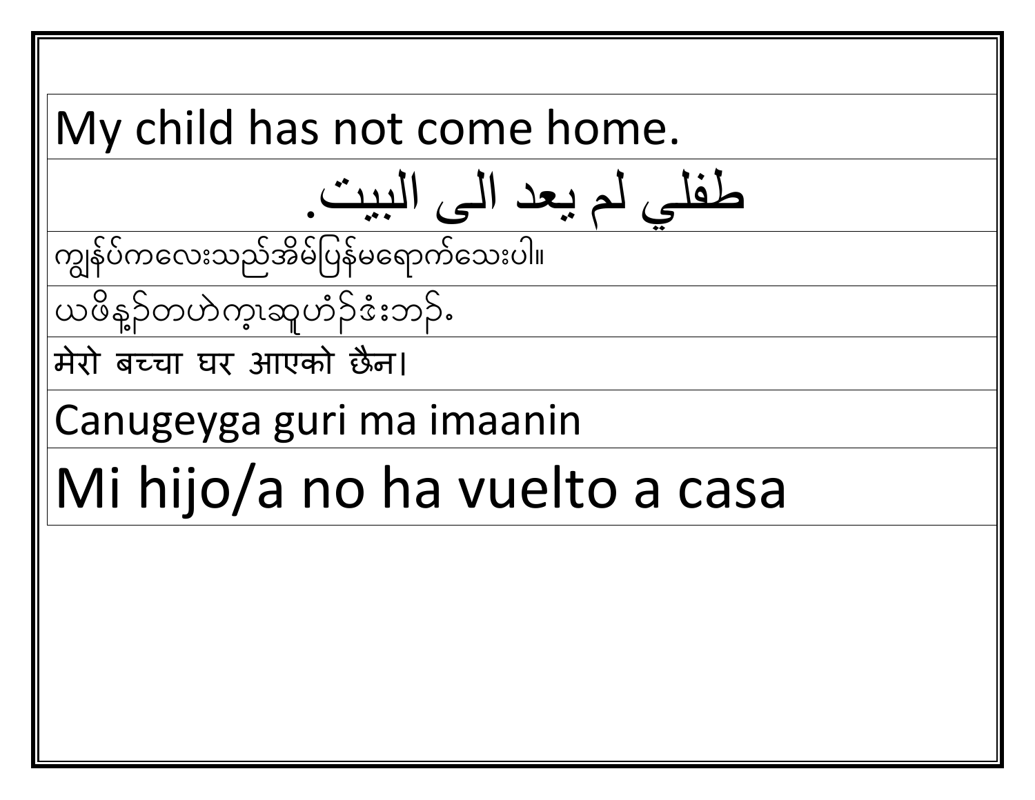| My child has not come home. |
| --- |
| طفلي لم يعد الى البيت. |
| ကျွန်ုပ်ကလေးသည်အိမ်ပြန်မရောက်သေးပါ။ |
| ယဖိန့ၣ်တဟဲက့ၤဆူဟံၣ်ဖံးဘၣ်. |
| मेरो बच्चा घर आएको छैन। |
| Canugeyga guri ma imaanin |
| Mi hijo/a no ha vuelto a casa |